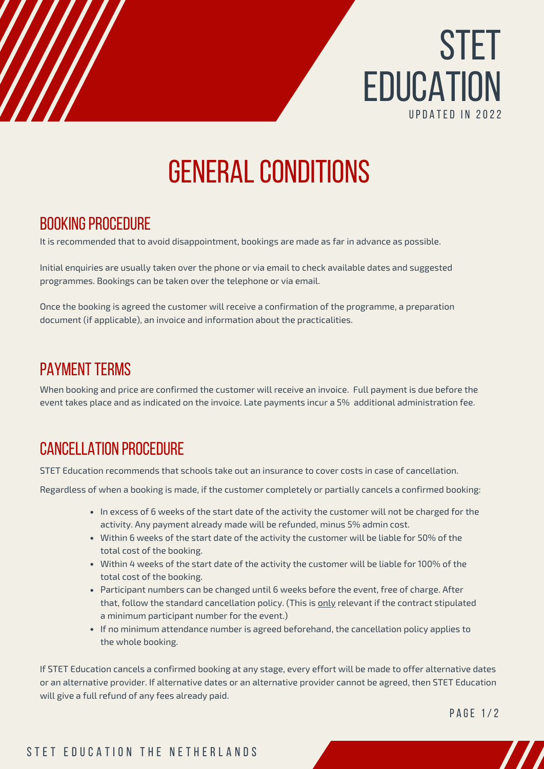# STET EDUCATION

UPDATED IN 2022

# GENERAL CONDITIONS

## BOOKING PROCEDURE

It is recommended that to avoid disappointment, bookings are made as far in advance as possible.

Initial enquiries are usually taken over the phone or via email to check available dates and suggested programmes. Bookings can be taken over the telephone or via email.

Once the booking is agreed the customer will receive a confirmation of the programme, a preparation document (if applicable), an invoice and information about the practicalities.

## PAYMENT TERMS

When booking and price are confirmed the customer will receive an invoice. Full payment is due before the event takes place and as indicated on the invoice. Late payments incur a 5% additional administration fee.

## CANCELLATION PROCEDURE

STET Education recommends that schools take out an insurance to cover costs in case of cancellation.

Regardless of when a booking is made, if the customer completely or partially cancels a confirmed booking:

- In excess of 6 weeks of the start date of the activity the customer will not be charged for the activity. Any payment already made will be refunded, minus 5% admin cost.
- Within 6 weeks of the start date of the activity the customer will be liable for 50% of the total cost of the booking.
- Within 4 weeks of the start date of the activity the customer will be liable for 100% of the total cost of the booking.
- Participant numbers can be changed until 6 weeks before the event, free of charge. After that, follow the standard cancellation policy. (This is <u>only</u> relevant if the contract stipulated a minimum participant number for the event.)
- If no minimum attendance number is agreed beforehand, the cancellation policy applies to the whole booking.

If STET Education cancels a confirmed booking at any stage, every effort will be made to offer alternative dates or an alternative provider. If alternative dates or an alternative provider cannot be agreed, then STET Education will give a full refund of any fees already paid.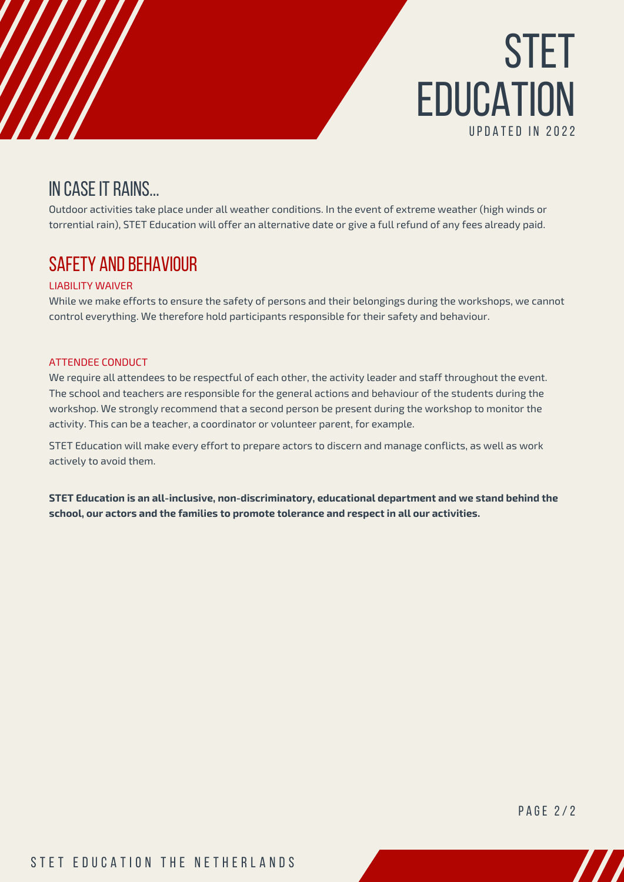# STET EDUCATION

UPDATED IN 2022

## IN CASE IT RAINS...

Outdoor activities take place under all weather conditions. In the event of extreme weather (high winds or torrential rain), STET Education will offer an alternative date or give a full refund of any fees already paid.

## SAFETY AND BEHAVIOUR

### LIABILITY WAIVER

While we make efforts to ensure the safety of persons and their belongings during the workshops, we cannot control everything. We therefore hold participants responsible for their safety and behaviour.

### ATTENDEE CONDUCT

We require all attendees to be respectful of each other, the activity leader and staff throughout the event. The school and teachers are responsible for the general actions and behaviour of the students during the workshop. We strongly recommend that a second person be present during the workshop to monitor the activity. This can be a teacher, a coordinator or volunteer parent, for example.

STET Education will make every effort to prepare actors to discern and manage conflicts, as well as work actively to avoid them.

**STET Education is an all-inclusive, non-discriminatory, educational department and we stand behind the school, our actors and the families to promote tolerance and respect in all our activities.**